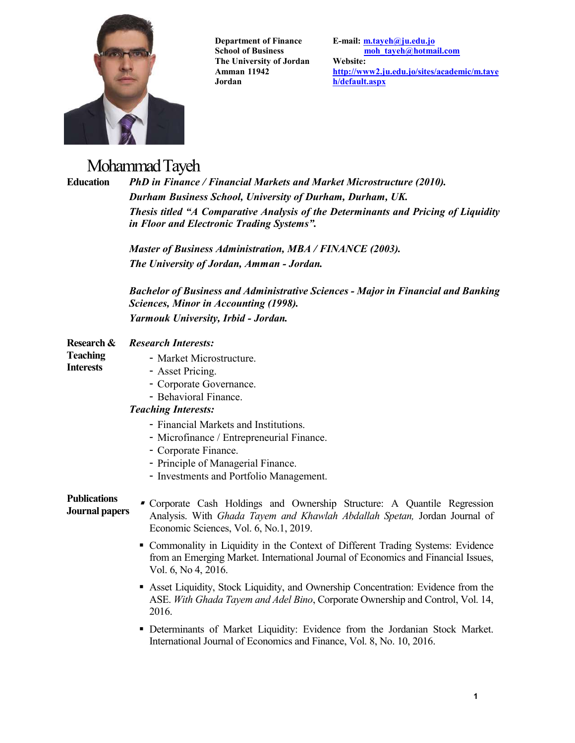**Department of Finance**
**School of Business**
**The University of Jordan**
**Amman 11942**
**Jordan**

**E-mail:** [m.tayeh@ju.edu.jo](mailto:m.tayeh@ju.edu.jo)
[moh_tayeh@hotmail.com](mailto:moh_tayeh@hotmail.com)
**Website:**
[http://www2.ju.edu.jo/sites/academic/m.tayeh/default.aspx](http://www2.ju.edu.jo/sites/academic/m.tayeh/default.aspx)

# Mohammad Tayeh

## Education

***PhD in Finance / Financial Markets and Market Microstructure (2010).***
***Durham Business School, University of Durham, Durham, UK.***
***Thesis titled "A Comparative Analysis of the Determinants and Pricing of Liquidity in Floor and Electronic Trading Systems".***

***Master of Business Administration, MBA / FINANCE (2003).***
***The University of Jordan, Amman - Jordan.***

***Bachelor of Business and Administrative Sciences - Major in Financial and Banking Sciences, Minor in Accounting (1998).***
***Yarmouk University, Irbid - Jordan.***

## Research & Teaching Interests

***Research Interests:***

- Market Microstructure.
- Asset Pricing.
- Corporate Governance.
- Behavioral Finance.

***Teaching Interests:***

- Financial Markets and Institutions.
- Microfinance / Entrepreneurial Finance.
- Corporate Finance.
- Principle of Managerial Finance.
- Investments and Portfolio Management.

## Publications Journal papers

- Corporate Cash Holdings and Ownership Structure: A Quantile Regression Analysis. With *Ghada Tayem and Khawlah Abdallah Spetan,* Jordan Journal of Economic Sciences, Vol. 6, No.1, 2019.
- Commonality in Liquidity in the Context of Different Trading Systems: Evidence from an Emerging Market. International Journal of Economics and Financial Issues, Vol. 6, No 4, 2016.
- Asset Liquidity, Stock Liquidity, and Ownership Concentration: Evidence from the ASE. *With Ghada Tayem and Adel Bino*, Corporate Ownership and Control, Vol. 14, 2016.
- Determinants of Market Liquidity: Evidence from the Jordanian Stock Market. International Journal of Economics and Finance, Vol. 8, No. 10, 2016.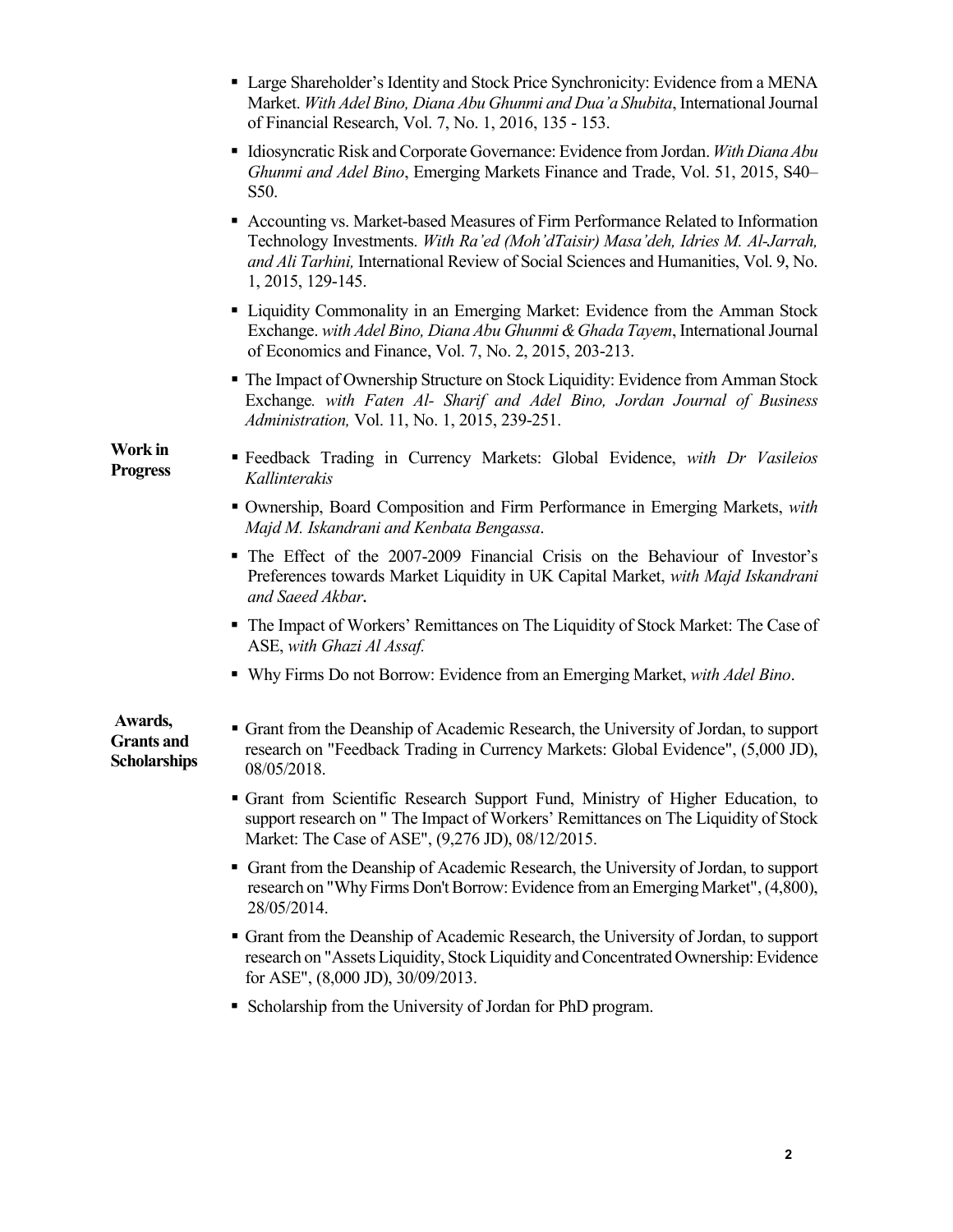- Large Shareholder's Identity and Stock Price Synchronicity: Evidence from a MENA Market. *With Adel Bino, Diana Abu Ghunmi and Dua'a Shubita*, International Journal of Financial Research, Vol. 7, No. 1, 2016, 135 - 153.
- Idiosyncratic Risk and Corporate Governance: Evidence from Jordan. *With Diana Abu Ghunmi and Adel Bino*, Emerging Markets Finance and Trade, Vol. 51, 2015, S40–S50.
- Accounting vs. Market-based Measures of Firm Performance Related to Information Technology Investments. *With Ra'ed (Moh'dTaisir) Masa'deh, Idries M. Al-Jarrah, and Ali Tarhini,* International Review of Social Sciences and Humanities, Vol. 9, No. 1, 2015, 129-145.
- Liquidity Commonality in an Emerging Market: Evidence from the Amman Stock Exchange. *with Adel Bino, Diana Abu Ghunmi & Ghada Tayem*, International Journal of Economics and Finance, Vol. 7, No. 2, 2015, 203-213.
- The Impact of Ownership Structure on Stock Liquidity: Evidence from Amman Stock Exchange*. with Faten Al- Sharif and Adel Bino, Jordan Journal of Business Administration,* Vol. 11, No. 1, 2015, 239-251.

**Work in Progress**

- Feedback Trading in Currency Markets: Global Evidence, *with Dr Vasileios Kallinterakis*
- Ownership, Board Composition and Firm Performance in Emerging Markets, *with Majd M. Iskandrani and Kenbata Bengassa*.
- The Effect of the 2007-2009 Financial Crisis on the Behaviour of Investor's Preferences towards Market Liquidity in UK Capital Market, *with Majd Iskandrani and Saeed Akbar***.**
- The Impact of Workers' Remittances on The Liquidity of Stock Market: The Case of ASE, *with Ghazi Al Assaf.*
- Why Firms Do not Borrow: Evidence from an Emerging Market, *with Adel Bino*.

**Awards, Grants and Scholarships**

- Grant from the Deanship of Academic Research, the University of Jordan, to support research on "Feedback Trading in Currency Markets: Global Evidence", (5,000 JD), 08/05/2018.
- Grant from Scientific Research Support Fund, Ministry of Higher Education, to support research on " The Impact of Workers' Remittances on The Liquidity of Stock Market: The Case of ASE", (9,276 JD), 08/12/2015.
- Grant from the Deanship of Academic Research, the University of Jordan, to support research on "Why Firms Don't Borrow: Evidence from an Emerging Market", (4,800), 28/05/2014.
- Grant from the Deanship of Academic Research, the University of Jordan, to support research on "Assets Liquidity, Stock Liquidity and Concentrated Ownership: Evidence for ASE", (8,000 JD), 30/09/2013.
- Scholarship from the University of Jordan for PhD program.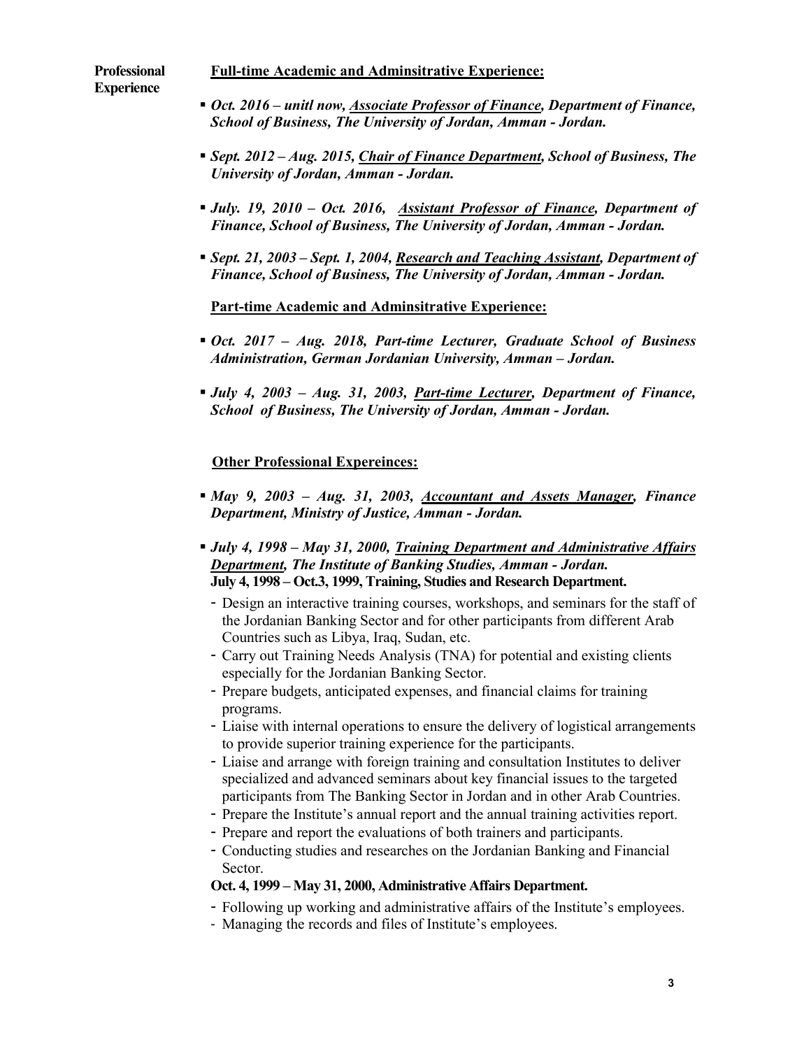**Professional Experience**

**Full-time Academic and Adminsitrative Experience:**

- ***Oct. 2016 – unitl now, <u>Associate Professor of Finance</u>, Department of Finance, School of Business, The University of Jordan, Amman - Jordan.***
- ***Sept. 2012 – Aug. 2015, <u>Chair of Finance Department</u>, School of Business, The University of Jordan, Amman - Jordan.***
- ***July. 19, 2010 – Oct. 2016, <u>Assistant Professor of Finance</u>, Department of Finance, School of Business, The University of Jordan, Amman - Jordan.***
- ***Sept. 21, 2003 – Sept. 1, 2004, <u>Research and Teaching Assistant</u>, Department of Finance, School of Business, The University of Jordan, Amman - Jordan.***

**Part-time Academic and Adminsitrative Experience:**

- ***Oct. 2017 – Aug. 2018, Part-time Lecturer, Graduate School of Business Administration, German Jordanian University, Amman – Jordan.***
- ***July 4, 2003 – Aug. 31, 2003, <u>Part-time Lecturer</u>, Department of Finance, School of Business, The University of Jordan, Amman - Jordan.***

**Other Professional Expereinces:**

- ***May 9, 2003 – Aug. 31, 2003, <u>Accountant and Assets Manager</u>, Finance Department, Ministry of Justice, Amman - Jordan.***
- ***July 4, 1998 – May 31, 2000, <u>Training Department and Administrative Affairs Department</u>, The Institute of Banking Studies, Amman - Jordan.***

  **July 4, 1998 – Oct.3, 1999, Training, Studies and Research Department.**

  - Design an interactive training courses, workshops, and seminars for the staff of the Jordanian Banking Sector and for other participants from different Arab Countries such as Libya, Iraq, Sudan, etc.
  - Carry out Training Needs Analysis (TNA) for potential and existing clients especially for the Jordanian Banking Sector.
  - Prepare budgets, anticipated expenses, and financial claims for training programs.
  - Liaise with internal operations to ensure the delivery of logistical arrangements to provide superior training experience for the participants.
  - Liaise and arrange with foreign training and consultation Institutes to deliver specialized and advanced seminars about key financial issues to the targeted participants from The Banking Sector in Jordan and in other Arab Countries.
  - Prepare the Institute's annual report and the annual training activities report.
  - Prepare and report the evaluations of both trainers and participants.
  - Conducting studies and researches on the Jordanian Banking and Financial Sector.

  **Oct. 4, 1999 – May 31, 2000, Administrative Affairs Department.**

  - Following up working and administrative affairs of the Institute's employees.
  - Managing the records and files of Institute's employees.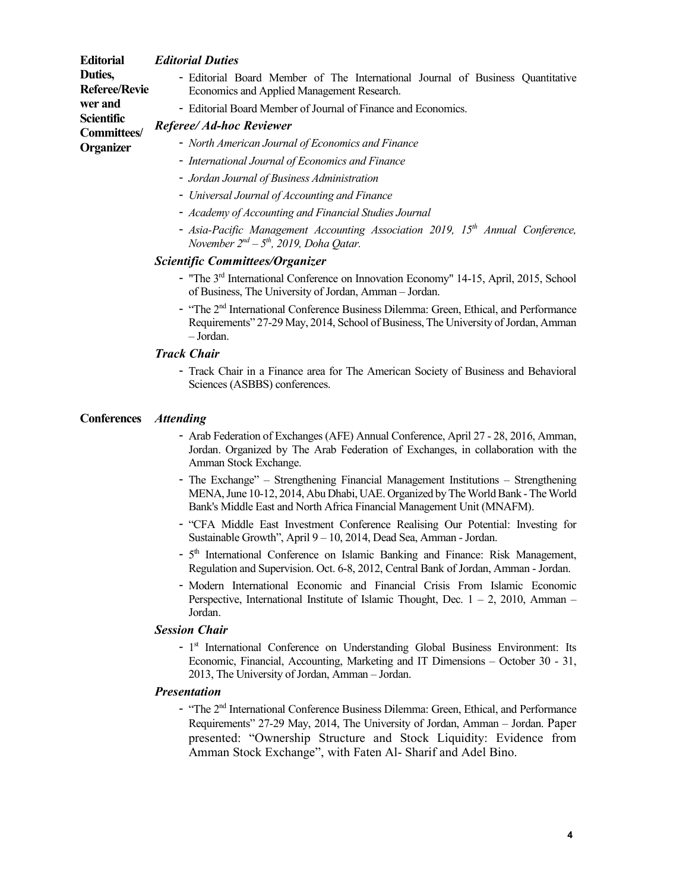## Editorial Duties, Referee/Reviewer and Scientific Committees/ Organizer

### *Editorial Duties*

- Editorial Board Member of The International Journal of Business Quantitative Economics and Applied Management Research.
- Editorial Board Member of Journal of Finance and Economics.

### *Referee/ Ad-hoc Reviewer*

- *North American Journal of Economics and Finance*
- *International Journal of Economics and Finance*
- *Jordan Journal of Business Administration*
- *Universal Journal of Accounting and Finance*
- *Academy of Accounting and Financial Studies Journal*
- *Asia-Pacific Management Accounting Association 2019, 15th Annual Conference, November 2nd – 5th, 2019, Doha Qatar.*

### *Scientific Committees/Organizer*

- "The 3rd International Conference on Innovation Economy" 14-15, April, 2015, School of Business, The University of Jordan, Amman – Jordan.
- "The 2nd International Conference Business Dilemma: Green, Ethical, and Performance Requirements" 27-29 May, 2014, School of Business, The University of Jordan, Amman – Jordan.

### *Track Chair*

- Track Chair in a Finance area for The American Society of Business and Behavioral Sciences (ASBBS) conferences.

## Conferences

### *Attending*

- Arab Federation of Exchanges (AFE) Annual Conference, April 27 - 28, 2016, Amman, Jordan. Organized by The Arab Federation of Exchanges, in collaboration with the Amman Stock Exchange.
- The Exchange" – Strengthening Financial Management Institutions – Strengthening MENA, June 10-12, 2014, Abu Dhabi, UAE. Organized by The World Bank - The World Bank's Middle East and North Africa Financial Management Unit (MNAFM).
- "CFA Middle East Investment Conference Realising Our Potential: Investing for Sustainable Growth", April 9 – 10, 2014, Dead Sea, Amman - Jordan.
- 5th International Conference on Islamic Banking and Finance: Risk Management, Regulation and Supervision. Oct. 6-8, 2012, Central Bank of Jordan, Amman - Jordan.
- Modern International Economic and Financial Crisis From Islamic Economic Perspective, International Institute of Islamic Thought, Dec. 1 – 2, 2010, Amman – Jordan.

### *Session Chair*

- 1st International Conference on Understanding Global Business Environment: Its Economic, Financial, Accounting, Marketing and IT Dimensions – October 30 - 31, 2013, The University of Jordan, Amman – Jordan.

### *Presentation*

- "The 2nd International Conference Business Dilemma: Green, Ethical, and Performance Requirements" 27-29 May, 2014, The University of Jordan, Amman – Jordan. Paper presented: "Ownership Structure and Stock Liquidity: Evidence from Amman Stock Exchange", with Faten Al- Sharif and Adel Bino.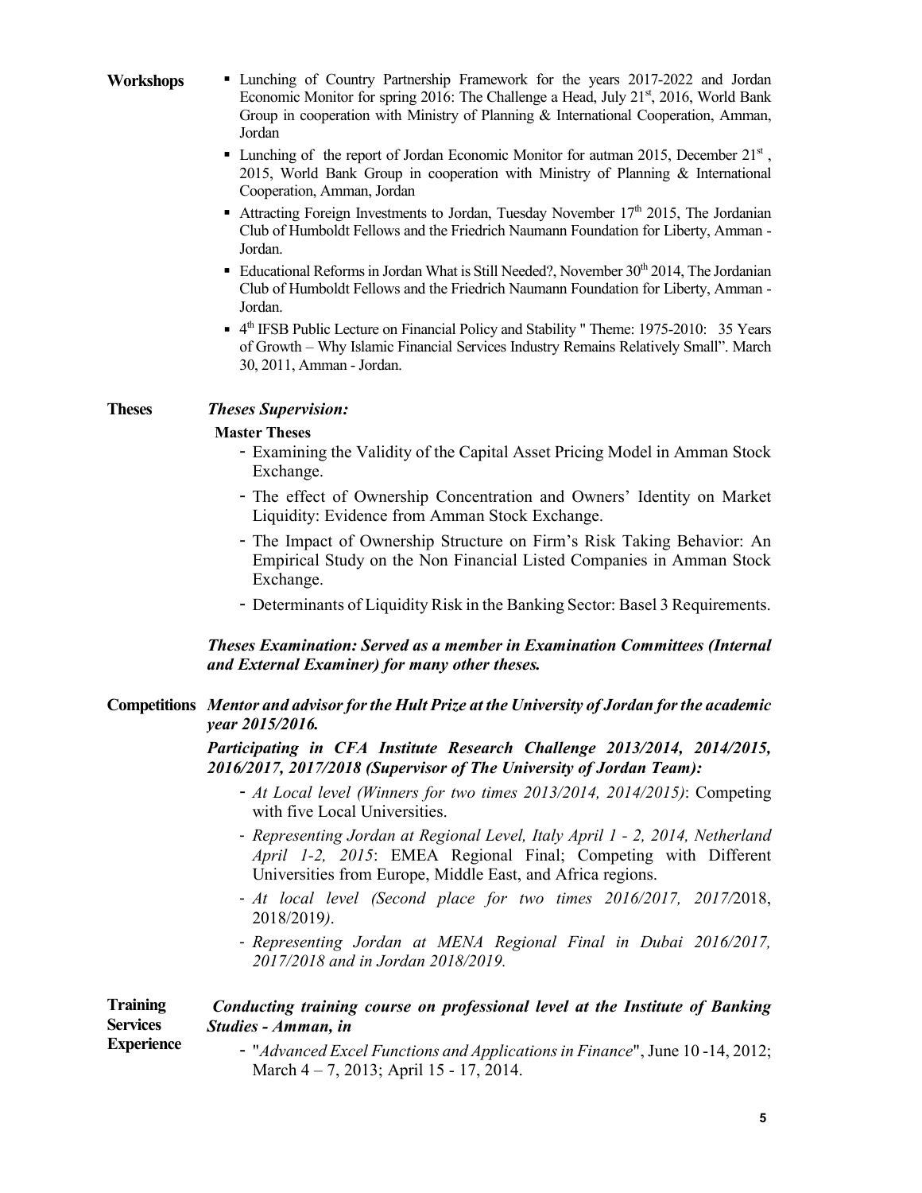**Workshops**

- Lunching of Country Partnership Framework for the years 2017-2022 and Jordan Economic Monitor for spring 2016: The Challenge a Head, July 21st, 2016, World Bank Group in cooperation with Ministry of Planning & International Cooperation, Amman, Jordan
- Lunching of the report of Jordan Economic Monitor for autman 2015, December 21st , 2015, World Bank Group in cooperation with Ministry of Planning & International Cooperation, Amman, Jordan
- Attracting Foreign Investments to Jordan, Tuesday November 17th 2015, The Jordanian Club of Humboldt Fellows and the Friedrich Naumann Foundation for Liberty, Amman - Jordan.
- Educational Reforms in Jordan What is Still Needed?, November 30th 2014, The Jordanian Club of Humboldt Fellows and the Friedrich Naumann Foundation for Liberty, Amman - Jordan.
- 4th IFSB Public Lecture on Financial Policy and Stability " Theme: 1975-2010: 35 Years of Growth – Why Islamic Financial Services Industry Remains Relatively Small". March 30, 2011, Amman - Jordan.

**Theses**

***Theses Supervision:***

**Master Theses**

- Examining the Validity of the Capital Asset Pricing Model in Amman Stock Exchange.
- The effect of Ownership Concentration and Owners' Identity on Market Liquidity: Evidence from Amman Stock Exchange.
- The Impact of Ownership Structure on Firm's Risk Taking Behavior: An Empirical Study on the Non Financial Listed Companies in Amman Stock Exchange.
- Determinants of Liquidity Risk in the Banking Sector: Basel 3 Requirements.

***Theses Examination: Served as a member in Examination Committees (Internal and External Examiner) for many other theses.***

**Competitions**

***Mentor and advisor for the Hult Prize at the University of Jordan for the academic year 2015/2016.***

***Participating in CFA Institute Research Challenge 2013/2014, 2014/2015, 2016/2017, 2017/2018 (Supervisor of The University of Jordan Team):***

- *At Local level (Winners for two times 2013/2014, 2014/2015)*: Competing with five Local Universities.
- *Representing Jordan at Regional Level, Italy April 1 - 2, 2014, Netherland April 1-2, 2015*: EMEA Regional Final; Competing with Different Universities from Europe, Middle East, and Africa regions.
- *At local level (Second place for two times 2016/2017, 2017/*2018, 2018/2019*).*
- *Representing Jordan at MENA Regional Final in Dubai 2016/2017, 2017/2018 and in Jordan 2018/2019.*

**Training Services Experience**

***Conducting training course on professional level at the Institute of Banking Studies - Amman, in***

- "*Advanced Excel Functions and Applications in Finance*", June 10 -14, 2012; March 4 – 7, 2013; April 15 - 17, 2014.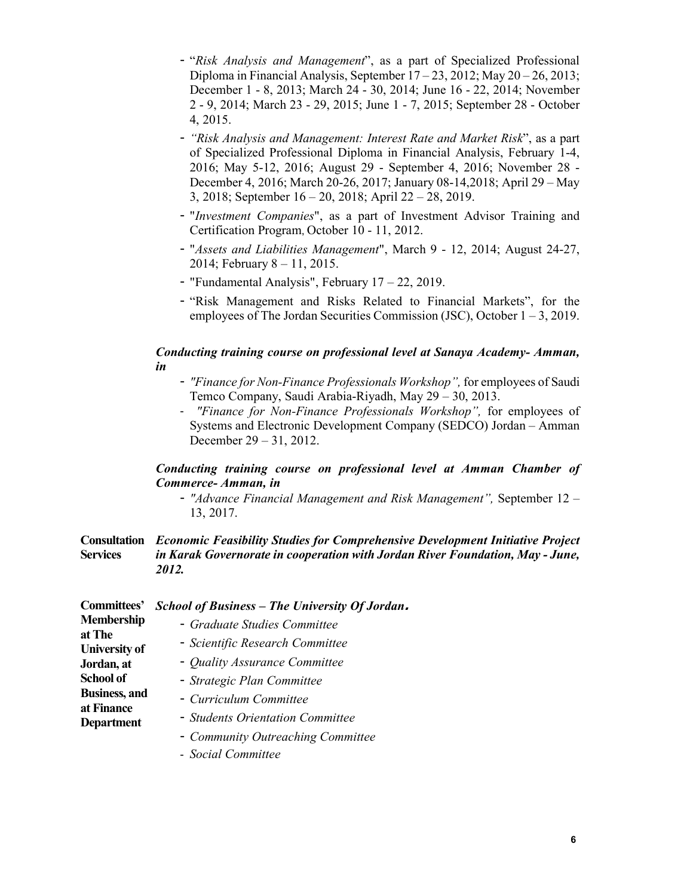- "*Risk Analysis and Management*", as a part of Specialized Professional Diploma in Financial Analysis, September 17 – 23, 2012; May 20 – 26, 2013; December 1 - 8, 2013; March 24 - 30, 2014; June 16 - 22, 2014; November 2 - 9, 2014; March 23 - 29, 2015; June 1 - 7, 2015; September 28 - October 4, 2015.
- *"Risk Analysis and Management: Interest Rate and Market Risk*", as a part of Specialized Professional Diploma in Financial Analysis, February 1-4, 2016; May 5-12, 2016; August 29 - September 4, 2016; November 28 - December 4, 2016; March 20-26, 2017; January 08-14,2018; April 29 – May 3, 2018; September 16 – 20, 2018; April 22 – 28, 2019.
- "*Investment Companies*", as a part of Investment Advisor Training and Certification Program, October 10 - 11, 2012.
- "*Assets and Liabilities Management*", March 9 - 12, 2014; August 24-27, 2014; February 8 – 11, 2015.
- "Fundamental Analysis", February 17 – 22, 2019.
- "Risk Management and Risks Related to Financial Markets", for the employees of The Jordan Securities Commission (JSC), October 1 – 3, 2019.

***Conducting training course on professional level at Sanaya Academy- Amman, in***

- *"Finance for Non-Finance Professionals Workshop",* for employees of Saudi Temco Company, Saudi Arabia-Riyadh, May 29 – 30, 2013.
- *"Finance for Non-Finance Professionals Workshop",* for employees of Systems and Electronic Development Company (SEDCO) Jordan – Amman December 29 – 31, 2012.

***Conducting training course on professional level at Amman Chamber of Commerce- Amman, in***

- *"Advance Financial Management and Risk Management",* September 12 – 13, 2017.

**Consultation Services**

***Economic Feasibility Studies for Comprehensive Development Initiative Project in Karak Governorate in cooperation with Jordan River Foundation, May - June, 2012.***

**Committees' Membership at The University of Jordan, at School of Business, and at Finance Department**

***School of Business – The University Of Jordan.***

- *Graduate Studies Committee*
- *Scientific Research Committee*
- *Quality Assurance Committee*
- *Strategic Plan Committee*
- *Curriculum Committee*
- *Students Orientation Committee*
- *Community Outreaching Committee*
- *Social Committee*